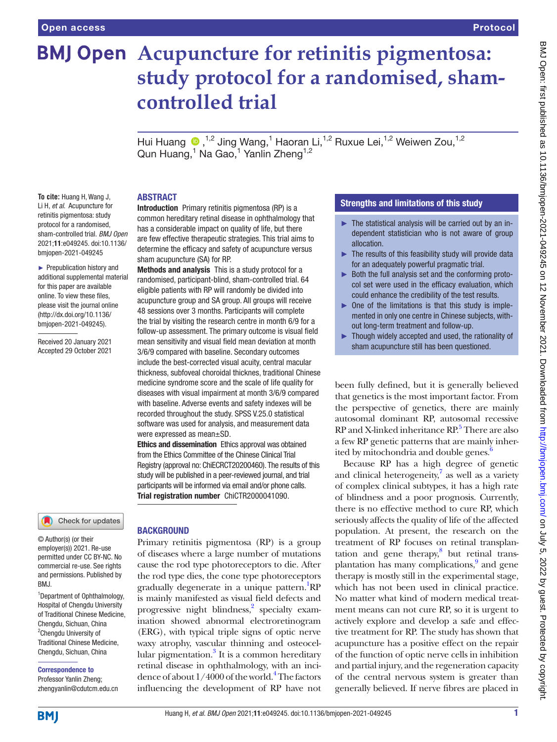Open access

Protocol

# Acupuncture for retinitis pigmentosa: study protocol for a randomised, sham-controlled trial

Hui Huang ,[1,2] Jing Wang,[1] Haoran Li,[1,2] Ruxue Lei,[1,2] Weiwen Zou,[1,2] Qun Huang,[1] Na Gao,[1] Yanlin Zheng[1,2]

**To cite:** Huang H, Wang J, Li H, *et al.* Acupuncture for retinitis pigmentosa: study protocol for a randomised, sham-controlled trial. *BMJ Open* 2021;**11**:e049245. doi:10.1136/bmjopen-2021-049245

► Prepublication history and additional supplemental material for this paper are available online. To view these files, please visit the journal online (http://dx.doi.org/10.1136/bmjopen-2021-049245).

Received 20 January 2021
Accepted 29 October 2021

© Author(s) (or their employer(s)) 2021. Re-use permitted under CC BY-NC. No commercial re-use. See rights and permissions. Published by BMJ.

[1]Department of Ophthalmology, Hospital of Chengdu University of Traditional Chinese Medicine, Chengdu, Sichuan, China
[2]Chengdu University of Traditional Chinese Medicine, Chengdu, Sichuan, China

**Correspondence to**
Professor Yanlin Zheng;
zhengyanlin@cdutcm.edu.cn

## ABSTRACT

**Introduction** Primary retinitis pigmentosa (RP) is a common hereditary retinal disease in ophthalmology that has a considerable impact on quality of life, but there are few effective therapeutic strategies. This trial aims to determine the efficacy and safety of acupuncture versus sham acupuncture (SA) for RP.

**Methods and analysis** This is a study protocol for a randomised, participant-blind, sham-controlled trial. 64 eligible patients with RP will randomly be divided into acupuncture group and SA group. All groups will receive 48 sessions over 3 months. Participants will complete the trial by visiting the research centre in month 6/9 for a follow-up assessment. The primary outcome is visual field mean sensitivity and visual field mean deviation at month 3/6/9 compared with baseline. Secondary outcomes include the best-corrected visual acuity, central macular thickness, subfoveal choroidal thicknes, traditional Chinese medicine syndrome score and the scale of life quality for diseases with visual impairment at month 3/6/9 compared with baseline. Adverse events and safety indexes will be recorded throughout the study. SPSS V.25.0 statistical software was used for analysis, and measurement data were expressed as mean±SD.

**Ethics and dissemination** Ethics approval was obtained from the Ethics Committee of the Chinese Clinical Trial Registry (approval no: ChiECRCT20200460). The results of this study will be published in a peer-reviewed journal, and trial participants will be informed via email and/or phone calls.

**Trial registration number** ChiCTR2000041090.

### Strengths and limitations of this study

- ► The statistical analysis will be carried out by an independent statistician who is not aware of group allocation.
- ► The results of this feasibility study will provide data for an adequately powerful pragmatic trial.
- ► Both the full analysis set and the conforming protocol set were used in the efficacy evaluation, which could enhance the credibility of the test results.
- ► One of the limitations is that this study is implemented in only one centre in Chinese subjects, without long-term treatment and follow-up.
- ► Though widely accepted and used, the rationality of sham acupuncture still has been questioned.

## BACKGROUND

Primary retinitis pigmentosa (RP) is a group of diseases where a large number of mutations cause the rod type photoreceptors to die. After the rod type dies, the cone type photoreceptors gradually degenerate in a unique pattern.[1] RP is mainly manifested as visual field defects and progressive night blindness,[2] specialty examination showed abnormal electroretinogram (ERG), with typical triple signs of optic nerve waxy atrophy, vascular thinning and osteocellular pigmentation.[3] It is a common hereditary retinal disease in ophthalmology, with an incidence of about 1/4000 of the world.[4] The factors influencing the development of RP have not been fully defined, but it is generally believed that genetics is the most important factor. From the perspective of genetics, there are mainly autosomal dominant RP, autosomal recessive RP and X-linked inheritance RP.[5] There are also a few RP genetic patterns that are mainly inherited by mitochondria and double genes.[6]

Because RP has a high degree of genetic and clinical heterogeneity,[7] as well as a variety of complex clinical subtypes, it has a high rate of blindness and a poor prognosis. Currently, there is no effective method to cure RP, which seriously affects the quality of life of the affected population. At present, the research on the treatment of RP focuses on retinal transplantation and gene therapy,[8] but retinal transplantation has many complications,[9] and gene therapy is mostly still in the experimental stage, which has not been used in clinical practice. No matter what kind of modern medical treatment means can not cure RP, so it is urgent to actively explore and develop a safe and effective treatment for RP. The study has shown that acupuncture has a positive effect on the repair of the function of optic nerve cells in inhibition and partial injury, and the regeneration capacity of the central nervous system is greater than generally believed. If nerve fibres are placed in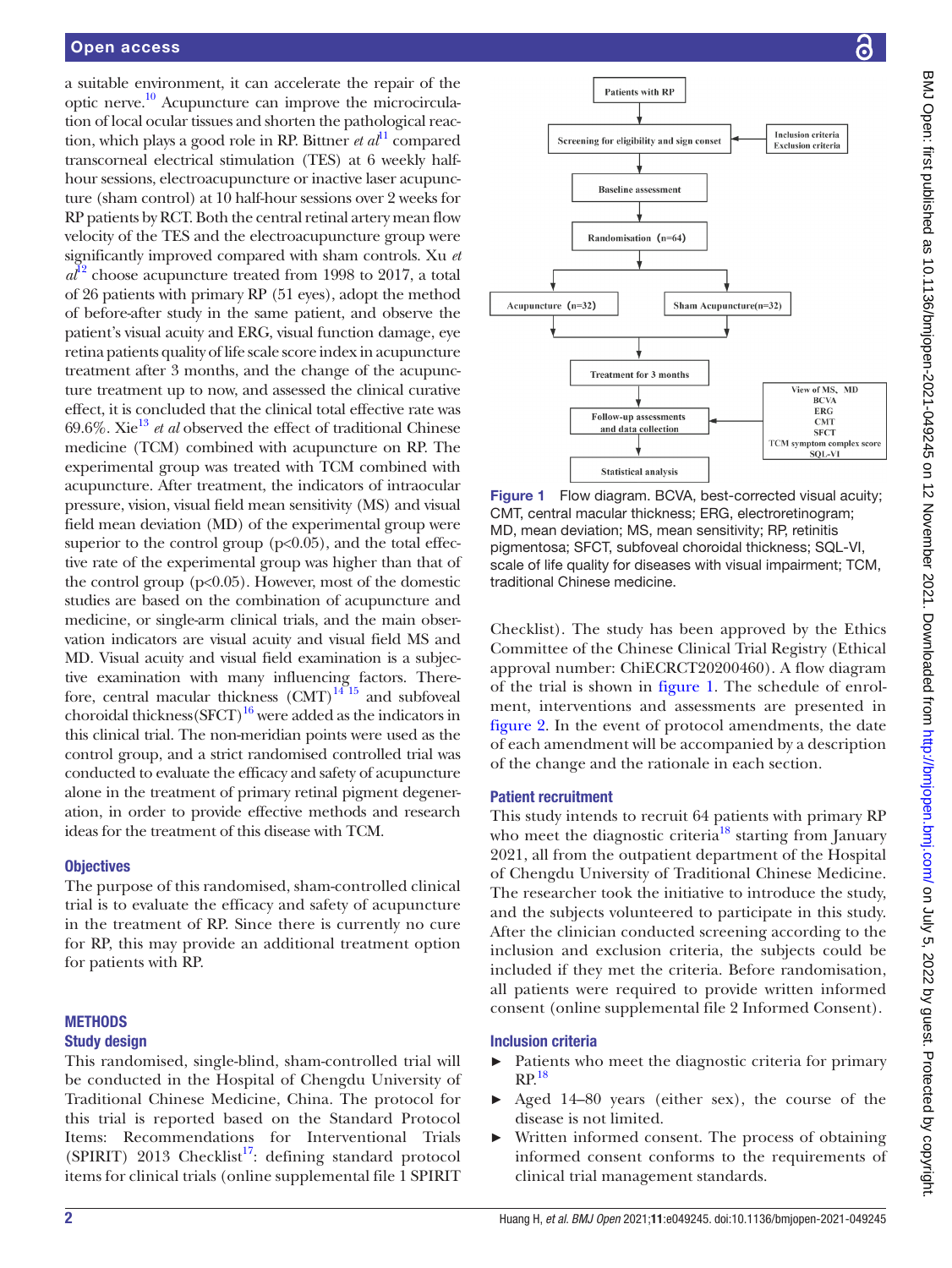a suitable environment, it can accelerate the repair of the optic nerve.[10] Acupuncture can improve the microcirculation of local ocular tissues and shorten the pathological reaction, which plays a good role in RP. Bittner *et al*[11] compared transcorneal electrical stimulation (TES) at 6 weekly half-hour sessions, electroacupuncture or inactive laser acupuncture (sham control) at 10 half-hour sessions over 2 weeks for RP patients by RCT. Both the central retinal artery mean flow velocity of the TES and the electroacupuncture group were significantly improved compared with sham controls. Xu *et al*[12] choose acupuncture treated from 1998 to 2017, a total of 26 patients with primary RP (51 eyes), adopt the method of before-after study in the same patient, and observe the patient's visual acuity and ERG, visual function damage, eye retina patients quality of life scale score index in acupuncture treatment after 3 months, and the change of the acupuncture treatment up to now, and assessed the clinical curative effect, it is concluded that the clinical total effective rate was 69.6%. Xie[13] *et al* observed the effect of traditional Chinese medicine (TCM) combined with acupuncture on RP. The experimental group was treated with TCM combined with acupuncture. After treatment, the indicators of intraocular pressure, vision, visual field mean sensitivity (MS) and visual field mean deviation (MD) of the experimental group were superior to the control group ($p<0.05$), and the total effective rate of the experimental group was higher than that of the control group ($p<0.05$). However, most of the domestic studies are based on the combination of acupuncture and medicine, or single-arm clinical trials, and the main observation indicators are visual acuity and visual field MS and MD. Visual acuity and visual field examination is a subjective examination with many influencing factors. Therefore, central macular thickness (CMT)[14 15] and subfoveal choroidal thickness(SFCT)[16] were added as the indicators in this clinical trial. The non-meridian points were used as the control group, and a strict randomised controlled trial was conducted to evaluate the efficacy and safety of acupuncture alone in the treatment of primary retinal pigment degeneration, in order to provide effective methods and research ideas for the treatment of this disease with TCM.

## Objectives

The purpose of this randomised, sham-controlled clinical trial is to evaluate the efficacy and safety of acupuncture in the treatment of RP. Since there is currently no cure for RP, this may provide an additional treatment option for patients with RP.

## METHODS

### Study design

This randomised, single-blind, sham-controlled trial will be conducted in the Hospital of Chengdu University of Traditional Chinese Medicine, China. The protocol for this trial is reported based on the Standard Protocol Items: Recommendations for Interventional Trials (SPIRIT) 2013 Checklist[17]: defining standard protocol items for clinical trials (online supplemental file 1 SPIRIT Checklist). The study has been approved by the Ethics Committee of the Chinese Clinical Trial Registry (Ethical approval number: ChiECRCT20200460). A flow diagram of the trial is shown in figure 1. The schedule of enrolment, interventions and assessments are presented in figure 2. In the event of protocol amendments, the date of each amendment will be accompanied by a description of the change and the rationale in each section.

Patients with RP → Screening for eligibility and sign conset (Inclusion criteria, Exclusion criteria) → Baseline assessment → Randomisation (n=64) → Acupuncture (n=32) / Sham Acupuncture(n=32) → Treatment for 3 months → Follow-up assessments and data collection (View of MS、MD, BCVA, ERG, CMT, SFCT, TCM symptom complex score, SQL-VI) → Statistical analysis

**Figure 1** Flow diagram. BCVA, best-corrected visual acuity; CMT, central macular thickness; ERG, electroretinogram; MD, mean deviation; MS, mean sensitivity; RP, retinitis pigmentosa; SFCT, subfoveal choroidal thickness; SQL-VI, scale of life quality for diseases with visual impairment; TCM, traditional Chinese medicine.

### Patient recruitment

This study intends to recruit 64 patients with primary RP who meet the diagnostic criteria[18] starting from January 2021, all from the outpatient department of the Hospital of Chengdu University of Traditional Chinese Medicine. The researcher took the initiative to introduce the study, and the subjects volunteered to participate in this study. After the clinician conducted screening according to the inclusion and exclusion criteria, the subjects could be included if they met the criteria. Before randomisation, all patients were required to provide written informed consent (online supplemental file 2 Informed Consent).

### Inclusion criteria

- Patients who meet the diagnostic criteria for primary RP.[18]
- Aged 14–80 years (either sex), the course of the disease is not limited.
- Written informed consent. The process of obtaining informed consent conforms to the requirements of clinical trial management standards.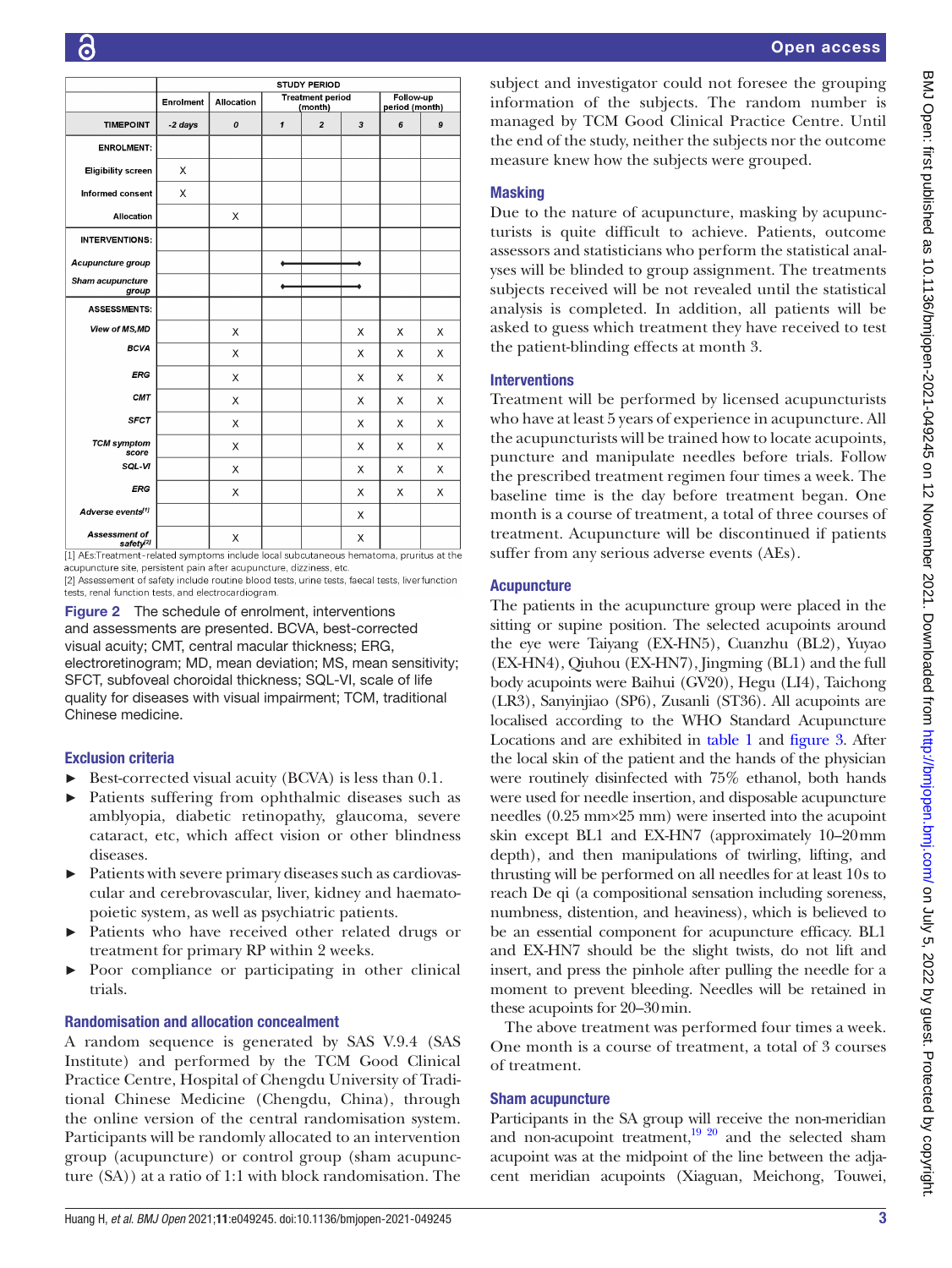| | STUDY PERIOD | | | | | | |
|---|---|---|---|---|---|---|---|
| | Enrolment | Allocation | Treatment period (month) | | | Follow-up period (month) | |
| TIMEPOINT | -2 days | 0 | 1 | 2 | 3 | 6 | 9 |
| ENROLMENT: | | | | | | | |
| Eligibility screen | X | | | | | | |
| Informed consent | X | | | | | | |
| Allocation | | X | | | | | |
| INTERVENTIONS: | | | | | | | |
| *Acupuncture group* | | | ◆——— | ——— | ———◆ | | |
| *Sham acupuncture group* | | | ◆——— | ——— | ———◆ | | |
| ASSESSMENTS: | | | | | | | |
| *View of MS,MD* | | X | | | X | X | X |
| *BCVA* | | X | | | X | X | X |
| *ERG* | | X | | | X | X | X |
| *CMT* | | X | | | X | X | X |
| *SFCT* | | X | | | X | X | X |
| *TCM symptom score* | | X | | | X | X | X |
| *SQL-VI* | | X | | | X | X | X |
| *ERG* | | X | | | X | X | X |
| *Adverse events*[1] | | | | | X | | |
| *Assessment of safety*[2] | | X | | | X | | |

[1] AEs:Treatment-related symptoms include local subcutaneous hematoma, pruritus at the acupuncture site, persistent pain after acupuncture, dizziness, etc.
[2] Assesement of safety include routine blood tests, urine tests, faecal tests, liver function tests, renal function tests, and electrocardiogram.

**Figure 2** The schedule of enrolment, interventions and assessments are presented. BCVA, best-corrected visual acuity; CMT, central macular thickness; ERG, electroretinogram; MD, mean deviation; MS, mean sensitivity; SFCT, subfoveal choroidal thickness; SQL-VI, scale of life quality for diseases with visual impairment; TCM, traditional Chinese medicine.

## Exclusion criteria

- Best-corrected visual acuity (BCVA) is less than 0.1.
- Patients suffering from ophthalmic diseases such as amblyopia, diabetic retinopathy, glaucoma, severe cataract, etc, which affect vision or other blindness diseases.
- Patients with severe primary diseases such as cardiovascular and cerebrovascular, liver, kidney and haematopoietic system, as well as psychiatric patients.
- Patients who have received other related drugs or treatment for primary RP within 2 weeks.
- Poor compliance or participating in other clinical trials.

## Randomisation and allocation concealment

A random sequence is generated by SAS V.9.4 (SAS Institute) and performed by the TCM Good Clinical Practice Centre, Hospital of Chengdu University of Traditional Chinese Medicine (Chengdu, China), through the online version of the central randomisation system. Participants will be randomly allocated to an intervention group (acupuncture) or control group (sham acupuncture (SA)) at a ratio of 1:1 with block randomisation. The subject and investigator could not foresee the grouping information of the subjects. The random number is managed by TCM Good Clinical Practice Centre. Until the end of the study, neither the subjects nor the outcome measure knew how the subjects were grouped.

## Masking

Due to the nature of acupuncture, masking by acupuncturists is quite difficult to achieve. Patients, outcome assessors and statisticians who perform the statistical analyses will be blinded to group assignment. The treatments subjects received will be not revealed until the statistical analysis is completed. In addition, all patients will be asked to guess which treatment they have received to test the patient-blinding effects at month 3.

## Interventions

Treatment will be performed by licensed acupuncturists who have at least 5 years of experience in acupuncture. All the acupuncturists will be trained how to locate acupoints, puncture and manipulate needles before trials. Follow the prescribed treatment regimen four times a week. The baseline time is the day before treatment began. One month is a course of treatment, a total of three courses of treatment. Acupuncture will be discontinued if patients suffer from any serious adverse events (AEs).

## Acupuncture

The patients in the acupuncture group were placed in the sitting or supine position. The selected acupoints around the eye were Taiyang (EX-HN5), Cuanzhu (BL2), Yuyao (EX-HN4), Qiuhou (EX-HN7), Jingming (BL1) and the full body acupoints were Baihui (GV20), Hegu (LI4), Taichong (LR3), Sanyinjiao (SP6), Zusanli (ST36). All acupoints are localised according to the WHO Standard Acupuncture Locations and are exhibited in table 1 and figure 3. After the local skin of the patient and the hands of the physician were routinely disinfected with 75% ethanol, both hands were used for needle insertion, and disposable acupuncture needles (0.25 mm×25 mm) were inserted into the acupoint skin except BL1 and EX-HN7 (approximately 10–20 mm depth), and then manipulations of twirling, lifting, and thrusting will be performed on all needles for at least 10 s to reach De qi (a compositional sensation including soreness, numbness, distention, and heaviness), which is believed to be an essential component for acupuncture efficacy. BL1 and EX-HN7 should be the slight twists, do not lift and insert, and press the pinhole after pulling the needle for a moment to prevent bleeding. Needles will be retained in these acupoints for 20–30 min.

The above treatment was performed four times a week. One month is a course of treatment, a total of 3 courses of treatment.

## Sham acupuncture

Participants in the SA group will receive the non-meridian and non-acupoint treatment,[19 20] and the selected sham acupoint was at the midpoint of the line between the adjacent meridian acupoints (Xiaguan, Meichong, Touwei,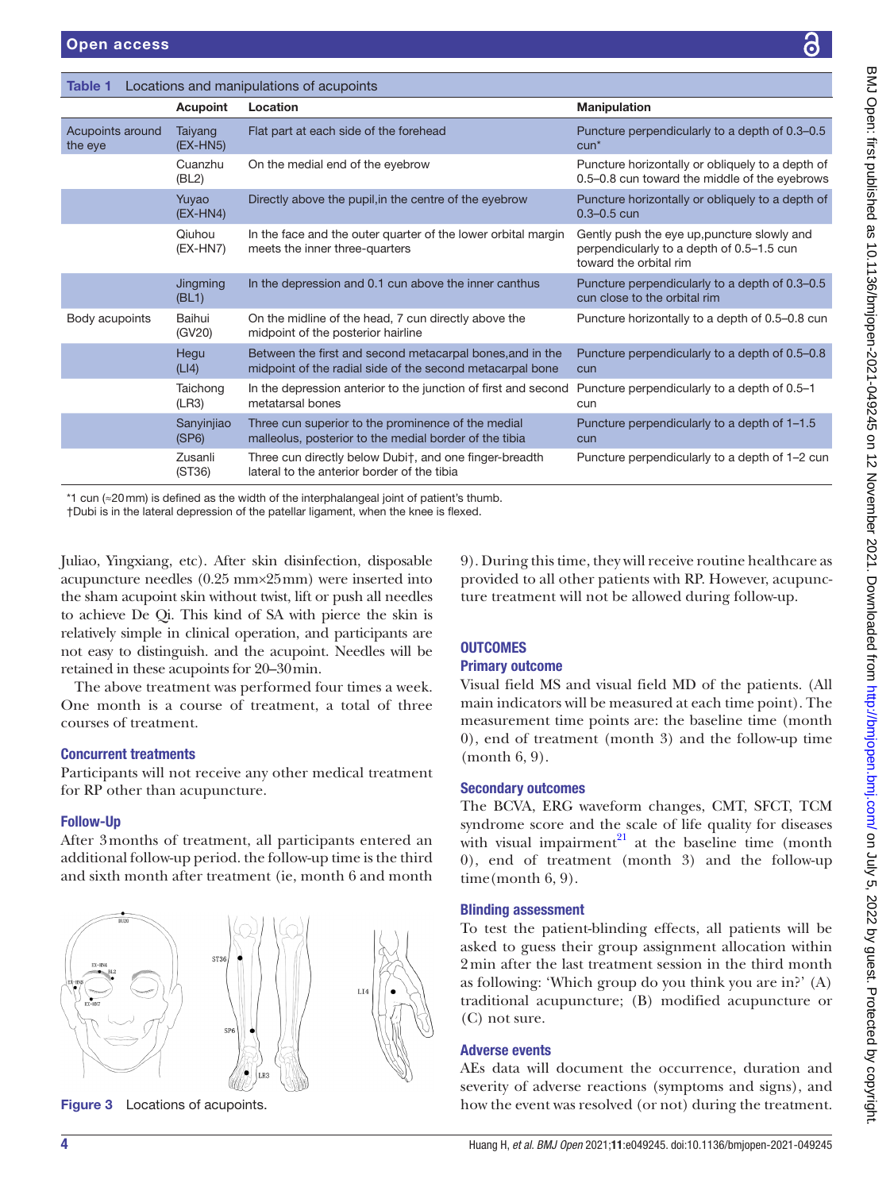Table 1 Locations and manipulations of acupoints

| | Acupoint | Location | Manipulation |
|---|---|---|---|
| Acupoints around the eye | Taiyang (EX-HN5) | Flat part at each side of the forehead | Puncture perpendicularly to a depth of 0.3–0.5 cun* |
| | Cuanzhu (BL2) | On the medial end of the eyebrow | Puncture horizontally or obliquely to a depth of 0.5–0.8 cun toward the middle of the eyebrows |
| | Yuyao (EX-HN4) | Directly above the pupil,in the centre of the eyebrow | Puncture horizontally or obliquely to a depth of 0.3–0.5 cun |
| | Qiuhou (EX-HN7) | In the face and the outer quarter of the lower orbital margin meets the inner three-quarters | Gently push the eye up,puncture slowly and perpendicularly to a depth of 0.5–1.5 cun toward the orbital rim |
| | Jingming (BL1) | In the depression and 0.1 cun above the inner canthus | Puncture perpendicularly to a depth of 0.3–0.5 cun close to the orbital rim |
| Body acupoints | Baihui (GV20) | On the midline of the head, 7 cun directly above the midpoint of the posterior hairline | Puncture horizontally to a depth of 0.5–0.8 cun |
| | Hegu (LI4) | Between the first and second metacarpal bones,and in the midpoint of the radial side of the second metacarpal bone | Puncture perpendicularly to a depth of 0.5–0.8 cun |
| | Taichong (LR3) | In the depression anterior to the junction of first and second metatarsal bones | Puncture perpendicularly to a depth of 0.5–1 cun |
| | Sanyinjiao (SP6) | Three cun superior to the prominence of the medial malleolus, posterior to the medial border of the tibia | Puncture perpendicularly to a depth of 1–1.5 cun |
| | Zusanli (ST36) | Three cun directly below Dubi†, and one finger-breadth lateral to the anterior border of the tibia | Puncture perpendicularly to a depth of 1–2 cun |

*1 cun (≈20 mm) is defined as the width of the interphalangeal joint of patient's thumb.
†Dubi is in the lateral depression of the patellar ligament, when the knee is flexed.

Juliao, Yingxiang, etc). After skin disinfection, disposable acupuncture needles (0.25 mm×25 mm) were inserted into the sham acupoint skin without twist, lift or push all needles to achieve De Qi. This kind of SA with pierce the skin is relatively simple in clinical operation, and participants are not easy to distinguish. and the acupoint. Needles will be retained in these acupoints for 20–30 min.

The above treatment was performed four times a week. One month is a course of treatment, a total of three courses of treatment.

### Concurrent treatments

Participants will not receive any other medical treatment for RP other than acupuncture.

### Follow-Up

After 3 months of treatment, all participants entered an additional follow-up period. the follow-up time is the third and sixth month after treatment (ie, month 6 and month 9). During this time, they will receive routine healthcare as provided to all other patients with RP. However, acupuncture treatment will not be allowed during follow-up.

Figure 3 Locations of acupoints.

## OUTCOMES

### Primary outcome

Visual field MS and visual field MD of the patients. (All main indicators will be measured at each time point). The measurement time points are: the baseline time (month 0), end of treatment (month 3) and the follow-up time (month 6, 9).

### Secondary outcomes

The BCVA, ERG waveform changes, CMT, SFCT, TCM syndrome score and the scale of life quality for diseases with visual impairment[21] at the baseline time (month 0), end of treatment (month 3) and the follow-up time(month 6, 9).

### Blinding assessment

To test the patient-blinding effects, all patients will be asked to guess their group assignment allocation within 2 min after the last treatment session in the third month as following: 'Which group do you think you are in?' (A) traditional acupuncture; (B) modified acupuncture or (C) not sure.

### Adverse events

AEs data will document the occurrence, duration and severity of adverse reactions (symptoms and signs), and how the event was resolved (or not) during the treatment.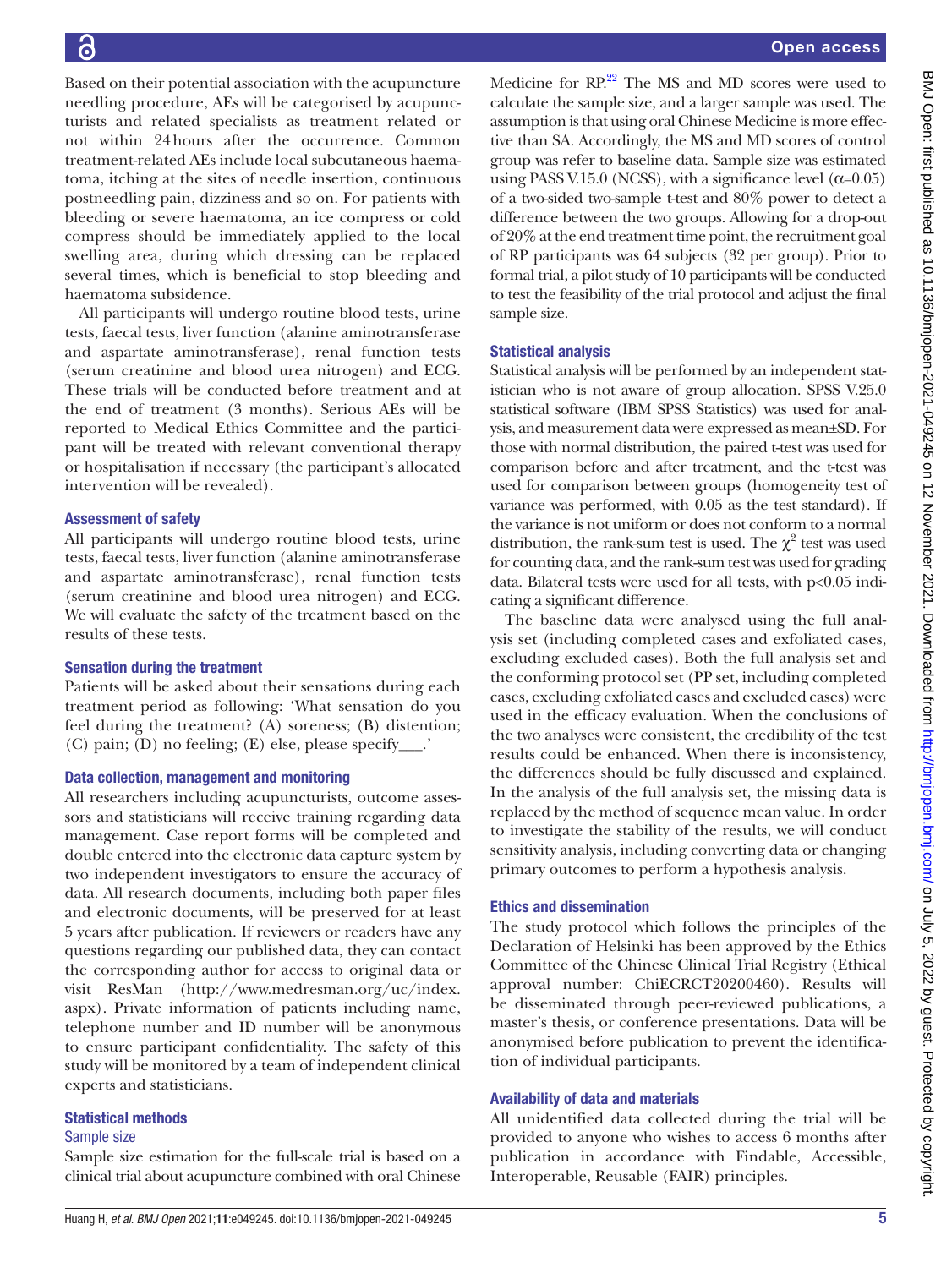Based on their potential association with the acupuncture needling procedure, AEs will be categorised by acupuncturists and related specialists as treatment related or not within 24 hours after the occurrence. Common treatment-related AEs include local subcutaneous haematoma, itching at the sites of needle insertion, continuous postneedling pain, dizziness and so on. For patients with bleeding or severe haematoma, an ice compress or cold compress should be immediately applied to the local swelling area, during which dressing can be replaced several times, which is beneficial to stop bleeding and haematoma subsidence.

All participants will undergo routine blood tests, urine tests, faecal tests, liver function (alanine aminotransferase and aspartate aminotransferase), renal function tests (serum creatinine and blood urea nitrogen) and ECG. These trials will be conducted before treatment and at the end of treatment (3 months). Serious AEs will be reported to Medical Ethics Committee and the participant will be treated with relevant conventional therapy or hospitalisation if necessary (the participant's allocated intervention will be revealed).

### Assessment of safety

All participants will undergo routine blood tests, urine tests, faecal tests, liver function (alanine aminotransferase and aspartate aminotransferase), renal function tests (serum creatinine and blood urea nitrogen) and ECG. We will evaluate the safety of the treatment based on the results of these tests.

### Sensation during the treatment

Patients will be asked about their sensations during each treatment period as following: 'What sensation do you feel during the treatment? (A) soreness; (B) distention; (C) pain; (D) no feeling; (E) else, please specify\_\_\_.'

### Data collection, management and monitoring

All researchers including acupuncturists, outcome assessors and statisticians will receive training regarding data management. Case report forms will be completed and double entered into the electronic data capture system by two independent investigators to ensure the accuracy of data. All research documents, including both paper files and electronic documents, will be preserved for at least 5 years after publication. If reviewers or readers have any questions regarding our published data, they can contact the corresponding author for access to original data or visit ResMan (http://www.medresman.org/uc/index.aspx). Private information of patients including name, telephone number and ID number will be anonymous to ensure participant confidentiality. The safety of this study will be monitored by a team of independent clinical experts and statisticians.

### Statistical methods

#### Sample size

Sample size estimation for the full-scale trial is based on a clinical trial about acupuncture combined with oral Chinese Medicine for RP.[22] The MS and MD scores were used to calculate the sample size, and a larger sample was used. The assumption is that using oral Chinese Medicine is more effective than SA. Accordingly, the MS and MD scores of control group was refer to baseline data. Sample size was estimated using PASS V.15.0 (NCSS), with a significance level ($\alpha$=0.05) of a two-sided two-sample t-test and 80% power to detect a difference between the two groups. Allowing for a drop-out of 20% at the end treatment time point, the recruitment goal of RP participants was 64 subjects (32 per group). Prior to formal trial, a pilot study of 10 participants will be conducted to test the feasibility of the trial protocol and adjust the final sample size.

### Statistical analysis

Statistical analysis will be performed by an independent statistician who is not aware of group allocation. SPSS V.25.0 statistical software (IBM SPSS Statistics) was used for analysis, and measurement data were expressed as mean±SD. For those with normal distribution, the paired t-test was used for comparison before and after treatment, and the t-test was used for comparison between groups (homogeneity test of variance was performed, with 0.05 as the test standard). If the variance is not uniform or does not conform to a normal distribution, the rank-sum test is used. The $\chi^2$ test was used for counting data, and the rank-sum test was used for grading data. Bilateral tests were used for all tests, with $p<0.05$ indicating a significant difference.

The baseline data were analysed using the full analysis set (including completed cases and exfoliated cases, excluding excluded cases). Both the full analysis set and the conforming protocol set (PP set, including completed cases, excluding exfoliated cases and excluded cases) were used in the efficacy evaluation. When the conclusions of the two analyses were consistent, the credibility of the test results could be enhanced. When there is inconsistency, the differences should be fully discussed and explained. In the analysis of the full analysis set, the missing data is replaced by the method of sequence mean value. In order to investigate the stability of the results, we will conduct sensitivity analysis, including converting data or changing primary outcomes to perform a hypothesis analysis.

### Ethics and dissemination

The study protocol which follows the principles of the Declaration of Helsinki has been approved by the Ethics Committee of the Chinese Clinical Trial Registry (Ethical approval number: ChiECRCT20200460). Results will be disseminated through peer-reviewed publications, a master's thesis, or conference presentations. Data will be anonymised before publication to prevent the identification of individual participants.

### Availability of data and materials

All unidentified data collected during the trial will be provided to anyone who wishes to access 6 months after publication in accordance with Findable, Accessible, Interoperable, Reusable (FAIR) principles.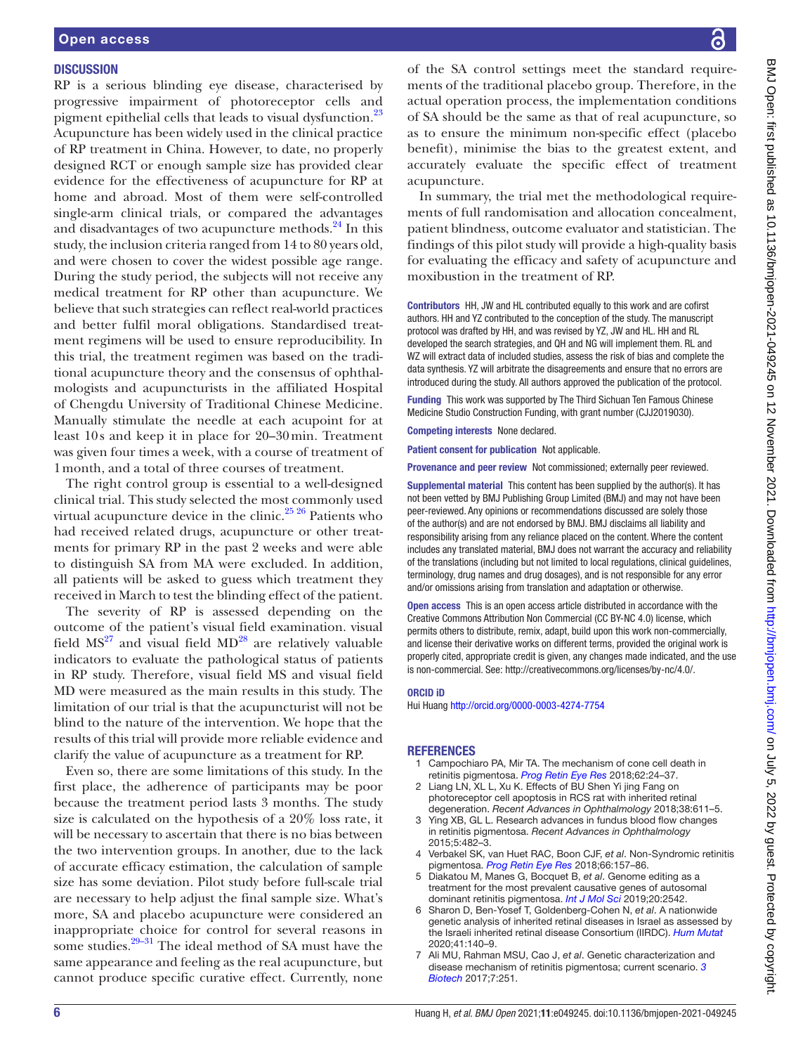## DISCUSSION

RP is a serious blinding eye disease, characterised by progressive impairment of photoreceptor cells and pigment epithelial cells that leads to visual dysfunction.[23] Acupuncture has been widely used in the clinical practice of RP treatment in China. However, to date, no properly designed RCT or enough sample size has provided clear evidence for the effectiveness of acupuncture for RP at home and abroad. Most of them were self-controlled single-arm clinical trials, or compared the advantages and disadvantages of two acupuncture methods.[24] In this study, the inclusion criteria ranged from 14 to 80 years old, and were chosen to cover the widest possible age range. During the study period, the subjects will not receive any medical treatment for RP other than acupuncture. We believe that such strategies can reflect real-world practices and better fulfil moral obligations. Standardised treatment regimens will be used to ensure reproducibility. In this trial, the treatment regimen was based on the traditional acupuncture theory and the consensus of ophthalmologists and acupuncturists in the affiliated Hospital of Chengdu University of Traditional Chinese Medicine. Manually stimulate the needle at each acupoint for at least 10s and keep it in place for 20–30min. Treatment was given four times a week, with a course of treatment of 1month, and a total of three courses of treatment.

The right control group is essential to a well-designed clinical trial. This study selected the most commonly used virtual acupuncture device in the clinic.[25 26] Patients who had received related drugs, acupuncture or other treatments for primary RP in the past 2 weeks and were able to distinguish SA from MA were excluded. In addition, all patients will be asked to guess which treatment they received in March to test the blinding effect of the patient.

The severity of RP is assessed depending on the outcome of the patient's visual field examination. visual field MS[27] and visual field MD[28] are relatively valuable indicators to evaluate the pathological status of patients in RP study. Therefore, visual field MS and visual field MD were measured as the main results in this study. The limitation of our trial is that the acupuncturist will not be blind to the nature of the intervention. We hope that the results of this trial will provide more reliable evidence and clarify the value of acupuncture as a treatment for RP.

Even so, there are some limitations of this study. In the first place, the adherence of participants may be poor because the treatment period lasts 3 months. The study size is calculated on the hypothesis of a 20% loss rate, it will be necessary to ascertain that there is no bias between the two intervention groups. In another, due to the lack of accurate efficacy estimation, the calculation of sample size has some deviation. Pilot study before full-scale trial are necessary to help adjust the final sample size. What's more, SA and placebo acupuncture were considered an inappropriate choice for control for several reasons in some studies.[29–31] The ideal method of SA must have the same appearance and feeling as the real acupuncture, but cannot produce specific curative effect. Currently, none of the SA control settings meet the standard requirements of the traditional placebo group. Therefore, in the actual operation process, the implementation conditions of SA should be the same as that of real acupuncture, so as to ensure the minimum non-specific effect (placebo benefit), minimise the bias to the greatest extent, and accurately evaluate the specific effect of treatment acupuncture.

In summary, the trial met the methodological requirements of full randomisation and allocation concealment, patient blindness, outcome evaluator and statistician. The findings of this pilot study will provide a high-quality basis for evaluating the efficacy and safety of acupuncture and moxibustion in the treatment of RP.

**Contributors** HH, JW and HL contributed equally to this work and are cofirst authors. HH and YZ contributed to the conception of the study. The manuscript protocol was drafted by HH, and was revised by YZ, JW and HL. HH and RL developed the search strategies, and QH and NG will implement them. RL and WZ will extract data of included studies, assess the risk of bias and complete the data synthesis. YZ will arbitrate the disagreements and ensure that no errors are introduced during the study. All authors approved the publication of the protocol.

**Funding** This work was supported by The Third Sichuan Ten Famous Chinese Medicine Studio Construction Funding, with grant number (CJJ2019030).

**Competing interests** None declared.

**Patient consent for publication** Not applicable.

**Provenance and peer review** Not commissioned; externally peer reviewed.

**Supplemental material** This content has been supplied by the author(s). It has not been vetted by BMJ Publishing Group Limited (BMJ) and may not have been peer-reviewed. Any opinions or recommendations discussed are solely those of the author(s) and are not endorsed by BMJ. BMJ disclaims all liability and responsibility arising from any reliance placed on the content. Where the content includes any translated material, BMJ does not warrant the accuracy and reliability of the translations (including but not limited to local regulations, clinical guidelines, terminology, drug names and drug dosages), and is not responsible for any error and/or omissions arising from translation and adaptation or otherwise.

**Open access** This is an open access article distributed in accordance with the Creative Commons Attribution Non Commercial (CC BY-NC 4.0) license, which permits others to distribute, remix, adapt, build upon this work non-commercially, and license their derivative works on different terms, provided the original work is properly cited, appropriate credit is given, any changes made indicated, and the use is non-commercial. See: http://creativecommons.org/licenses/by-nc/4.0/.

### ORCID iD

Hui Huang http://orcid.org/0000-0003-4274-7754

## REFERENCES

1. Campochiaro PA, Mir TA. The mechanism of cone cell death in retinitis pigmentosa. *Prog Retin Eye Res* 2018;62:24–37.
2. Liang LN, XL L, Xu K. Effects of BU Shen Yi jing Fang on photoreceptor cell apoptosis in RCS rat with inherited retinal degeneration. *Recent Advances in Ophthalmology* 2018;38:611–5.
3. Ying XB, GL L. Research advances in fundus blood flow changes in retinitis pigmentosa. *Recent Advances in Ophthalmology* 2015;5:482–3.
4. Verbakel SK, van Huet RAC, Boon CJF, *et al*. Non-Syndromic retinitis pigmentosa. *Prog Retin Eye Res* 2018;66:157–86.
5. Diakatou M, Manes G, Bocquet B, *et al*. Genome editing as a treatment for the most prevalent causative genes of autosomal dominant retinitis pigmentosa. *Int J Mol Sci* 2019;20:2542.
6. Sharon D, Ben-Yosef T, Goldenberg-Cohen N, *et al*. A nationwide genetic analysis of inherited retinal diseases in Israel as assessed by the Israeli inherited retinal disease Consortium (IIRDC). *Hum Mutat* 2020;41:140–9.
7. Ali MU, Rahman MSU, Cao J, *et al*. Genetic characterization and disease mechanism of retinitis pigmentosa; current scenario. *3 Biotech* 2017;7:251.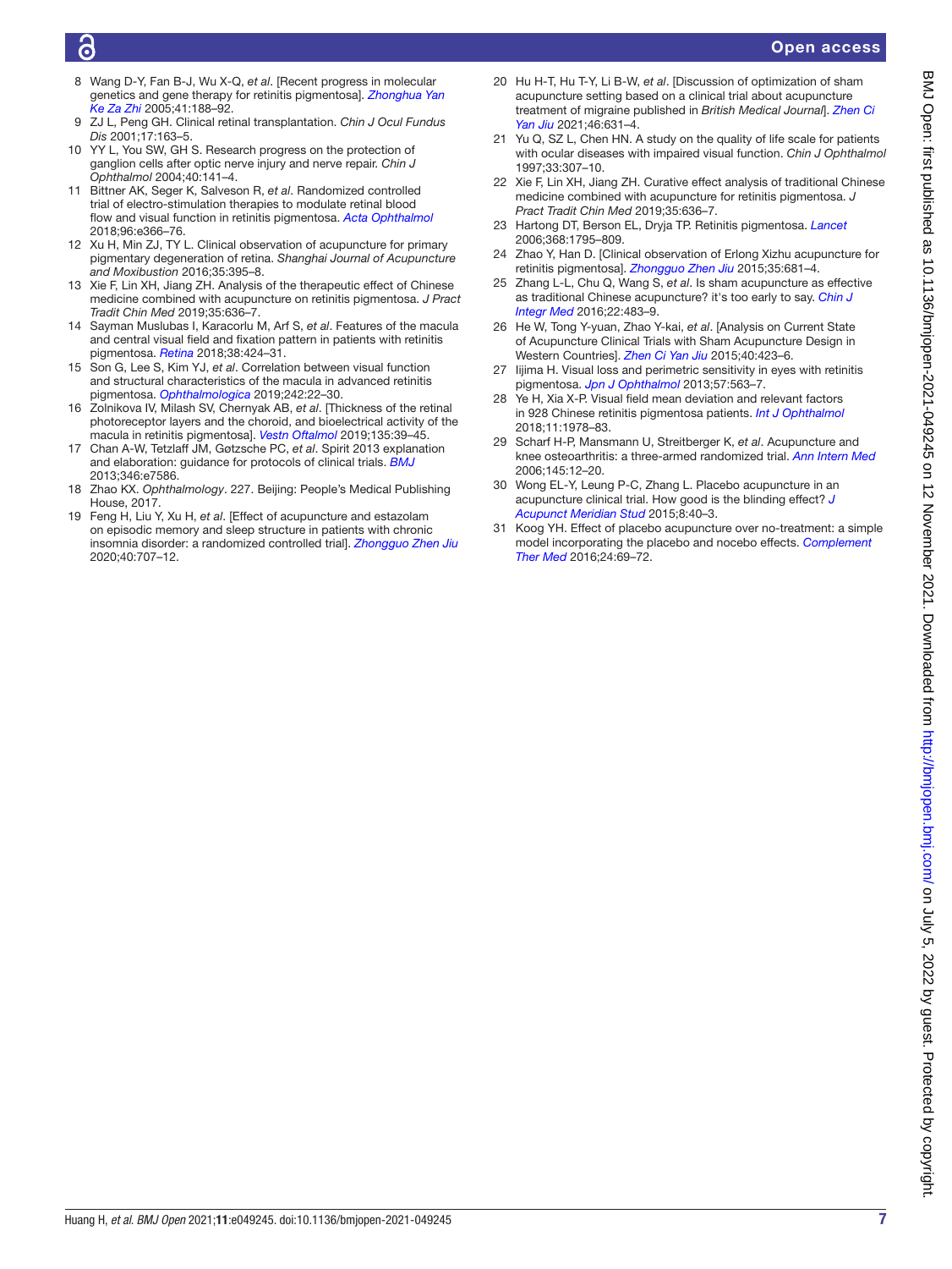8 Wang D-Y, Fan B-J, Wu X-Q, *et al*. [Recent progress in molecular genetics and gene therapy for retinitis pigmentosa]. *Zhonghua Yan Ke Za Zhi* 2005;41:188–92.
9 ZJ L, Peng GH. Clinical retinal transplantation. *Chin J Ocul Fundus Dis* 2001;17:163–5.
10 YY L, You SW, GH S. Research progress on the protection of ganglion cells after optic nerve injury and nerve repair. *Chin J Ophthalmol* 2004;40:141–4.
11 Bittner AK, Seger K, Salveson R, *et al*. Randomized controlled trial of electro-stimulation therapies to modulate retinal blood flow and visual function in retinitis pigmentosa. *Acta Ophthalmol* 2018;96:e366–76.
12 Xu H, Min ZJ, TY L. Clinical observation of acupuncture for primary pigmentary degeneration of retina. *Shanghai Journal of Acupuncture and Moxibustion* 2016;35:395–8.
13 Xie F, Lin XH, Jiang ZH. Analysis of the therapeutic effect of Chinese medicine combined with acupuncture on retinitis pigmentosa. *J Pract Tradit Chin Med* 2019;35:636–7.
14 Sayman Muslubas I, Karacorlu M, Arf S, *et al*. Features of the macula and central visual field and fixation pattern in patients with retinitis pigmentosa. *Retina* 2018;38:424–31.
15 Son G, Lee S, Kim YJ, *et al*. Correlation between visual function and structural characteristics of the macula in advanced retinitis pigmentosa. *Ophthalmologica* 2019;242:22–30.
16 Zolnikova IV, Milash SV, Chernyak AB, *et al*. [Thickness of the retinal photoreceptor layers and the choroid, and bioelectrical activity of the macula in retinitis pigmentosa]. *Vestn Oftalmol* 2019;135:39–45.
17 Chan A-W, Tetzlaff JM, Gøtzsche PC, *et al*. Spirit 2013 explanation and elaboration: guidance for protocols of clinical trials. *BMJ* 2013;346:e7586.
18 Zhao KX. *Ophthalmology*. 227. Beijing: People's Medical Publishing House, 2017.
19 Feng H, Liu Y, Xu H, *et al*. [Effect of acupuncture and estazolam on episodic memory and sleep structure in patients with chronic insomnia disorder: a randomized controlled trial]. *Zhongguo Zhen Jiu* 2020;40:707–12.
20 Hu H-T, Hu T-Y, Li B-W, *et al*. [Discussion of optimization of sham acupuncture setting based on a clinical trial about acupuncture treatment of migraine published in *British Medical Journal*]. *Zhen Ci Yan Jiu* 2021;46:631–4.
21 Yu Q, SZ L, Chen HN. A study on the quality of life scale for patients with ocular diseases with impaired visual function. *Chin J Ophthalmol* 1997;33:307–10.
22 Xie F, Lin XH, Jiang ZH. Curative effect analysis of traditional Chinese medicine combined with acupuncture for retinitis pigmentosa. *J Pract Tradit Chin Med* 2019;35:636–7.
23 Hartong DT, Berson EL, Dryja TP. Retinitis pigmentosa. *Lancet* 2006;368:1795–809.
24 Zhao Y, Han D. [Clinical observation of Erlong Xizhu acupuncture for retinitis pigmentosa]. *Zhongguo Zhen Jiu* 2015;35:681–4.
25 Zhang L-L, Chu Q, Wang S, *et al*. Is sham acupuncture as effective as traditional Chinese acupuncture? it's too early to say. *Chin J Integr Med* 2016;22:483–9.
26 He W, Tong Y-yuan, Zhao Y-kai, *et al*. [Analysis on Current State of Acupuncture Clinical Trials with Sham Acupuncture Design in Western Countries]. *Zhen Ci Yan Jiu* 2015;40:423–6.
27 Iijima H. Visual loss and perimetric sensitivity in eyes with retinitis pigmentosa. *Jpn J Ophthalmol* 2013;57:563–7.
28 Ye H, Xia X-P. Visual field mean deviation and relevant factors in 928 Chinese retinitis pigmentosa patients. *Int J Ophthalmol* 2018;11:1978–83.
29 Scharf H-P, Mansmann U, Streitberger K, *et al*. Acupuncture and knee osteoarthritis: a three-armed randomized trial. *Ann Intern Med* 2006;145:12–20.
30 Wong EL-Y, Leung P-C, Zhang L. Placebo acupuncture in an acupuncture clinical trial. How good is the blinding effect? *J Acupunct Meridian Stud* 2015;8:40–3.
31 Koog YH. Effect of placebo acupuncture over no-treatment: a simple model incorporating the placebo and nocebo effects. *Complement Ther Med* 2016;24:69–72.